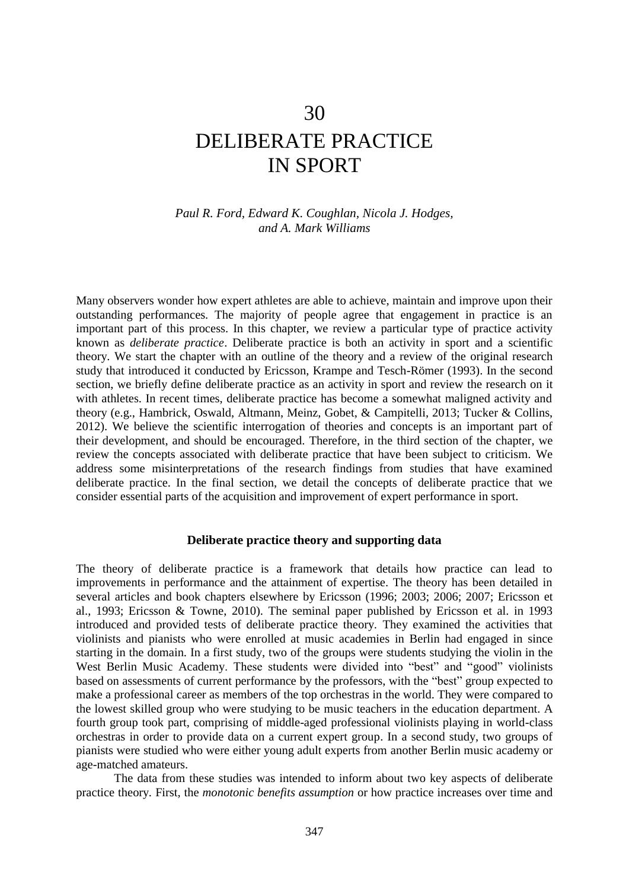# 30
# DELIBERATE PRACTICE IN SPORT

*Paul R. Ford, Edward K. Coughlan, Nicola J. Hodges, and A. Mark Williams*

Many observers wonder how expert athletes are able to achieve, maintain and improve upon their outstanding performances. The majority of people agree that engagement in practice is an important part of this process. In this chapter, we review a particular type of practice activity known as *deliberate practice*. Deliberate practice is both an activity in sport and a scientific theory. We start the chapter with an outline of the theory and a review of the original research study that introduced it conducted by Ericsson, Krampe and Tesch-Römer (1993). In the second section, we briefly define deliberate practice as an activity in sport and review the research on it with athletes. In recent times, deliberate practice has become a somewhat maligned activity and theory (e.g., Hambrick, Oswald, Altmann, Meinz, Gobet, & Campitelli, 2013; Tucker & Collins, 2012). We believe the scientific interrogation of theories and concepts is an important part of their development, and should be encouraged. Therefore, in the third section of the chapter, we review the concepts associated with deliberate practice that have been subject to criticism. We address some misinterpretations of the research findings from studies that have examined deliberate practice. In the final section, we detail the concepts of deliberate practice that we consider essential parts of the acquisition and improvement of expert performance in sport.

## Deliberate practice theory and supporting data

The theory of deliberate practice is a framework that details how practice can lead to improvements in performance and the attainment of expertise. The theory has been detailed in several articles and book chapters elsewhere by Ericsson (1996; 2003; 2006; 2007; Ericsson et al., 1993; Ericsson & Towne, 2010). The seminal paper published by Ericsson et al. in 1993 introduced and provided tests of deliberate practice theory. They examined the activities that violinists and pianists who were enrolled at music academies in Berlin had engaged in since starting in the domain. In a first study, two of the groups were students studying the violin in the West Berlin Music Academy. These students were divided into "best" and "good" violinists based on assessments of current performance by the professors, with the "best" group expected to make a professional career as members of the top orchestras in the world. They were compared to the lowest skilled group who were studying to be music teachers in the education department. A fourth group took part, comprising of middle-aged professional violinists playing in world-class orchestras in order to provide data on a current expert group. In a second study, two groups of pianists were studied who were either young adult experts from another Berlin music academy or age-matched amateurs.

The data from these studies was intended to inform about two key aspects of deliberate practice theory. First, the *monotonic benefits assumption* or how practice increases over time and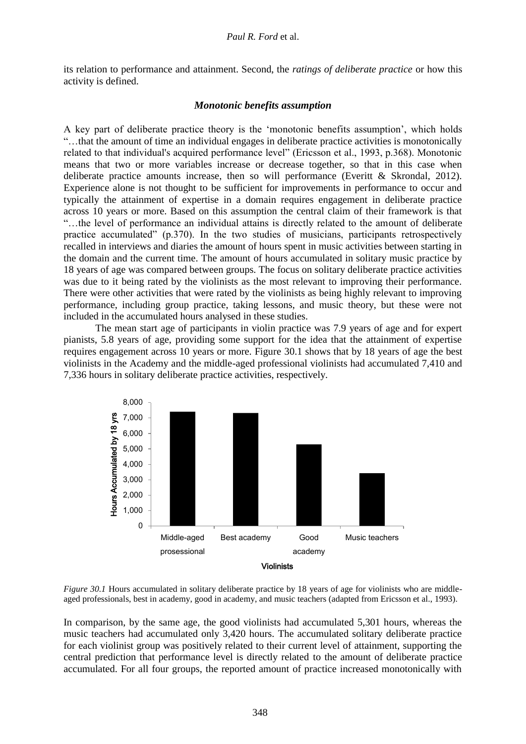its relation to performance and attainment. Second, the *ratings of deliberate practice* or how this activity is defined.

### *Monotonic benefits assumption*

A key part of deliberate practice theory is the 'monotonic benefits assumption', which holds "…that the amount of time an individual engages in deliberate practice activities is monotonically related to that individual's acquired performance level" (Ericsson et al., 1993, p.368). Monotonic means that two or more variables increase or decrease together, so that in this case when deliberate practice amounts increase, then so will performance (Everitt & Skrondal, 2012). Experience alone is not thought to be sufficient for improvements in performance to occur and typically the attainment of expertise in a domain requires engagement in deliberate practice across 10 years or more. Based on this assumption the central claim of their framework is that "…the level of performance an individual attains is directly related to the amount of deliberate practice accumulated" (p.370). In the two studies of musicians, participants retrospectively recalled in interviews and diaries the amount of hours spent in music activities between starting in the domain and the current time. The amount of hours accumulated in solitary music practice by 18 years of age was compared between groups. The focus on solitary deliberate practice activities was due to it being rated by the violinists as the most relevant to improving their performance. There were other activities that were rated by the violinists as being highly relevant to improving performance, including group practice, taking lessons, and music theory, but these were not included in the accumulated hours analysed in these studies.

The mean start age of participants in violin practice was 7.9 years of age and for expert pianists, 5.8 years of age, providing some support for the idea that the attainment of expertise requires engagement across 10 years or more. Figure 30.1 shows that by 18 years of age the best violinists in the Academy and the middle-aged professional violinists had accumulated 7,410 and 7,336 hours in solitary deliberate practice activities, respectively.

*Figure 30.1* Hours accumulated in solitary deliberate practice by 18 years of age for violinists who are middle-aged professionals, best in academy, good in academy, and music teachers (adapted from Ericsson et al., 1993).

In comparison, by the same age, the good violinists had accumulated 5,301 hours, whereas the music teachers had accumulated only 3,420 hours. The accumulated solitary deliberate practice for each violinist group was positively related to their current level of attainment, supporting the central prediction that performance level is directly related to the amount of deliberate practice accumulated. For all four groups, the reported amount of practice increased monotonically with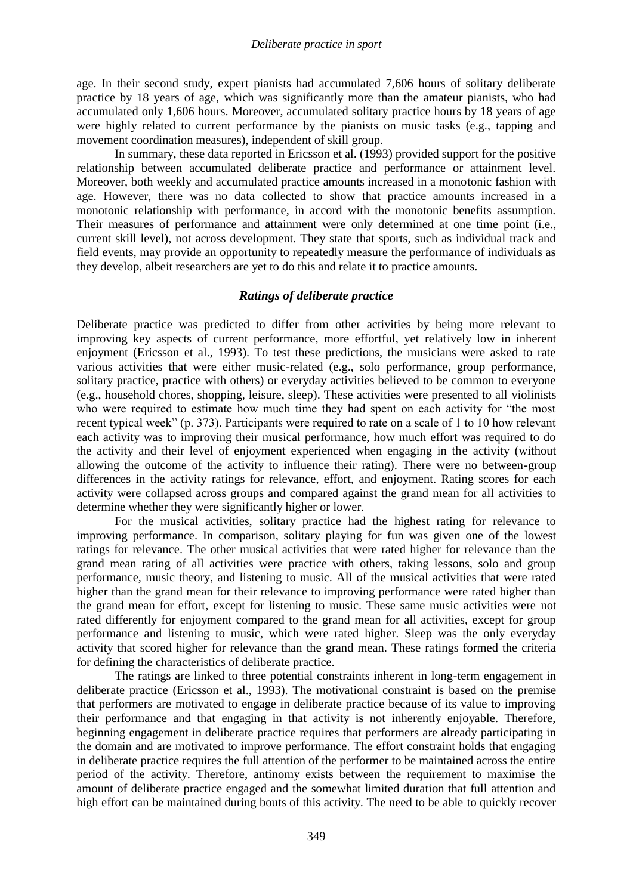age. In their second study, expert pianists had accumulated 7,606 hours of solitary deliberate practice by 18 years of age, which was significantly more than the amateur pianists, who had accumulated only 1,606 hours. Moreover, accumulated solitary practice hours by 18 years of age were highly related to current performance by the pianists on music tasks (e.g., tapping and movement coordination measures), independent of skill group.

In summary, these data reported in Ericsson et al. (1993) provided support for the positive relationship between accumulated deliberate practice and performance or attainment level. Moreover, both weekly and accumulated practice amounts increased in a monotonic fashion with age. However, there was no data collected to show that practice amounts increased in a monotonic relationship with performance, in accord with the monotonic benefits assumption. Their measures of performance and attainment were only determined at one time point (i.e., current skill level), not across development. They state that sports, such as individual track and field events, may provide an opportunity to repeatedly measure the performance of individuals as they develop, albeit researchers are yet to do this and relate it to practice amounts.

### *Ratings of deliberate practice*

Deliberate practice was predicted to differ from other activities by being more relevant to improving key aspects of current performance, more effortful, yet relatively low in inherent enjoyment (Ericsson et al., 1993). To test these predictions, the musicians were asked to rate various activities that were either music-related (e.g., solo performance, group performance, solitary practice, practice with others) or everyday activities believed to be common to everyone (e.g., household chores, shopping, leisure, sleep). These activities were presented to all violinists who were required to estimate how much time they had spent on each activity for "the most recent typical week" (p. 373). Participants were required to rate on a scale of 1 to 10 how relevant each activity was to improving their musical performance, how much effort was required to do the activity and their level of enjoyment experienced when engaging in the activity (without allowing the outcome of the activity to influence their rating). There were no between-group differences in the activity ratings for relevance, effort, and enjoyment. Rating scores for each activity were collapsed across groups and compared against the grand mean for all activities to determine whether they were significantly higher or lower.

For the musical activities, solitary practice had the highest rating for relevance to improving performance. In comparison, solitary playing for fun was given one of the lowest ratings for relevance. The other musical activities that were rated higher for relevance than the grand mean rating of all activities were practice with others, taking lessons, solo and group performance, music theory, and listening to music. All of the musical activities that were rated higher than the grand mean for their relevance to improving performance were rated higher than the grand mean for effort, except for listening to music. These same music activities were not rated differently for enjoyment compared to the grand mean for all activities, except for group performance and listening to music, which were rated higher. Sleep was the only everyday activity that scored higher for relevance than the grand mean. These ratings formed the criteria for defining the characteristics of deliberate practice.

The ratings are linked to three potential constraints inherent in long-term engagement in deliberate practice (Ericsson et al., 1993). The motivational constraint is based on the premise that performers are motivated to engage in deliberate practice because of its value to improving their performance and that engaging in that activity is not inherently enjoyable. Therefore, beginning engagement in deliberate practice requires that performers are already participating in the domain and are motivated to improve performance. The effort constraint holds that engaging in deliberate practice requires the full attention of the performer to be maintained across the entire period of the activity. Therefore, antinomy exists between the requirement to maximise the amount of deliberate practice engaged and the somewhat limited duration that full attention and high effort can be maintained during bouts of this activity. The need to be able to quickly recover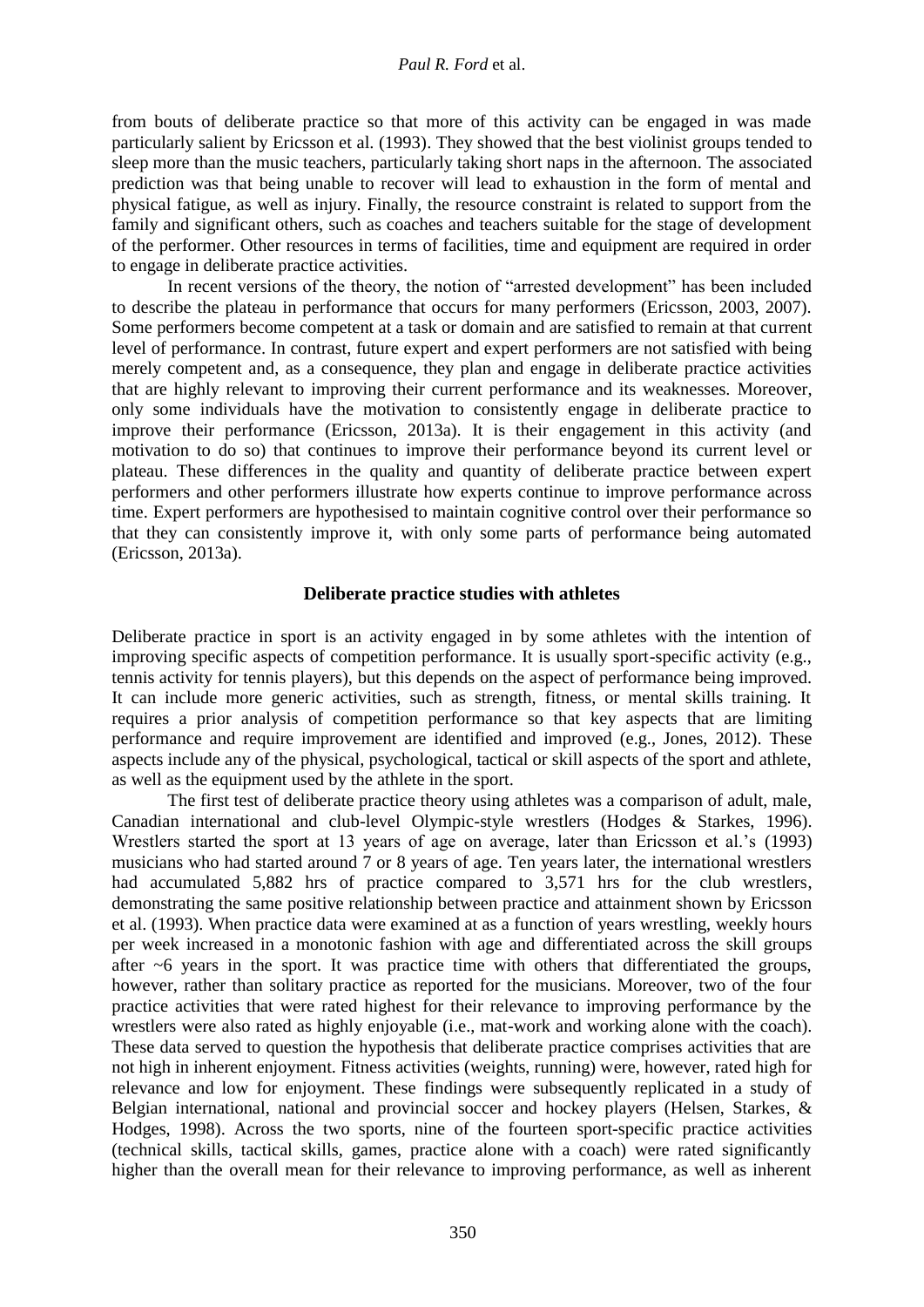from bouts of deliberate practice so that more of this activity can be engaged in was made particularly salient by Ericsson et al. (1993). They showed that the best violinist groups tended to sleep more than the music teachers, particularly taking short naps in the afternoon. The associated prediction was that being unable to recover will lead to exhaustion in the form of mental and physical fatigue, as well as injury. Finally, the resource constraint is related to support from the family and significant others, such as coaches and teachers suitable for the stage of development of the performer. Other resources in terms of facilities, time and equipment are required in order to engage in deliberate practice activities.

In recent versions of the theory, the notion of "arrested development" has been included to describe the plateau in performance that occurs for many performers (Ericsson, 2003, 2007). Some performers become competent at a task or domain and are satisfied to remain at that current level of performance. In contrast, future expert and expert performers are not satisfied with being merely competent and, as a consequence, they plan and engage in deliberate practice activities that are highly relevant to improving their current performance and its weaknesses. Moreover, only some individuals have the motivation to consistently engage in deliberate practice to improve their performance (Ericsson, 2013a). It is their engagement in this activity (and motivation to do so) that continues to improve their performance beyond its current level or plateau. These differences in the quality and quantity of deliberate practice between expert performers and other performers illustrate how experts continue to improve performance across time. Expert performers are hypothesised to maintain cognitive control over their performance so that they can consistently improve it, with only some parts of performance being automated (Ericsson, 2013a).

## Deliberate practice studies with athletes

Deliberate practice in sport is an activity engaged in by some athletes with the intention of improving specific aspects of competition performance. It is usually sport-specific activity (e.g., tennis activity for tennis players), but this depends on the aspect of performance being improved. It can include more generic activities, such as strength, fitness, or mental skills training. It requires a prior analysis of competition performance so that key aspects that are limiting performance and require improvement are identified and improved (e.g., Jones, 2012). These aspects include any of the physical, psychological, tactical or skill aspects of the sport and athlete, as well as the equipment used by the athlete in the sport.

The first test of deliberate practice theory using athletes was a comparison of adult, male, Canadian international and club-level Olympic-style wrestlers (Hodges & Starkes, 1996). Wrestlers started the sport at 13 years of age on average, later than Ericsson et al.'s (1993) musicians who had started around 7 or 8 years of age. Ten years later, the international wrestlers had accumulated 5,882 hrs of practice compared to 3,571 hrs for the club wrestlers, demonstrating the same positive relationship between practice and attainment shown by Ericsson et al. (1993). When practice data were examined at as a function of years wrestling, weekly hours per week increased in a monotonic fashion with age and differentiated across the skill groups after ~6 years in the sport. It was practice time with others that differentiated the groups, however, rather than solitary practice as reported for the musicians. Moreover, two of the four practice activities that were rated highest for their relevance to improving performance by the wrestlers were also rated as highly enjoyable (i.e., mat-work and working alone with the coach). These data served to question the hypothesis that deliberate practice comprises activities that are not high in inherent enjoyment. Fitness activities (weights, running) were, however, rated high for relevance and low for enjoyment. These findings were subsequently replicated in a study of Belgian international, national and provincial soccer and hockey players (Helsen, Starkes, & Hodges, 1998). Across the two sports, nine of the fourteen sport-specific practice activities (technical skills, tactical skills, games, practice alone with a coach) were rated significantly higher than the overall mean for their relevance to improving performance, as well as inherent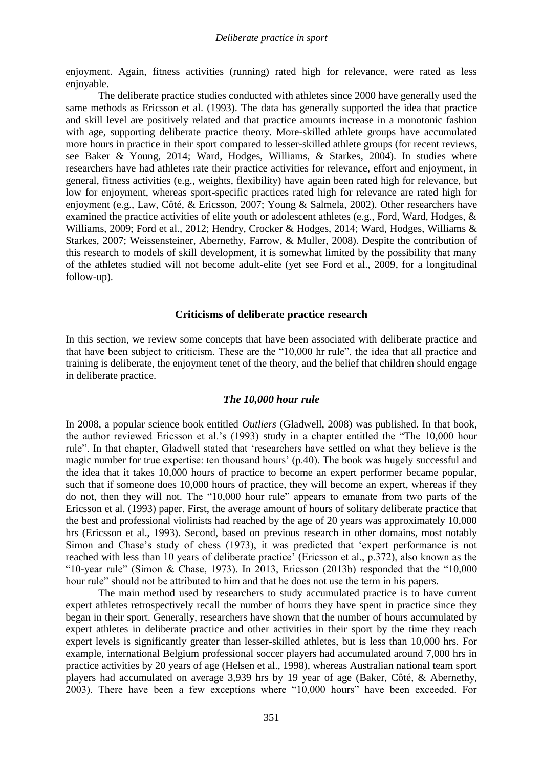enjoyment. Again, fitness activities (running) rated high for relevance, were rated as less enjoyable.

The deliberate practice studies conducted with athletes since 2000 have generally used the same methods as Ericsson et al. (1993). The data has generally supported the idea that practice and skill level are positively related and that practice amounts increase in a monotonic fashion with age, supporting deliberate practice theory. More-skilled athlete groups have accumulated more hours in practice in their sport compared to lesser-skilled athlete groups (for recent reviews, see Baker & Young, 2014; Ward, Hodges, Williams, & Starkes, 2004). In studies where researchers have had athletes rate their practice activities for relevance, effort and enjoyment, in general, fitness activities (e.g., weights, flexibility) have again been rated high for relevance, but low for enjoyment, whereas sport-specific practices rated high for relevance are rated high for enjoyment (e.g., Law, Côté, & Ericsson, 2007; Young & Salmela, 2002). Other researchers have examined the practice activities of elite youth or adolescent athletes (e.g., Ford, Ward, Hodges, & Williams, 2009; Ford et al., 2012; Hendry, Crocker & Hodges, 2014; Ward, Hodges, Williams & Starkes, 2007; Weissensteiner, Abernethy, Farrow, & Muller, 2008). Despite the contribution of this research to models of skill development, it is somewhat limited by the possibility that many of the athletes studied will not become adult-elite (yet see Ford et al., 2009, for a longitudinal follow-up).

## Criticisms of deliberate practice research

In this section, we review some concepts that have been associated with deliberate practice and that have been subject to criticism. These are the "10,000 hr rule", the idea that all practice and training is deliberate, the enjoyment tenet of the theory, and the belief that children should engage in deliberate practice.

### *The 10,000 hour rule*

In 2008, a popular science book entitled *Outliers* (Gladwell, 2008) was published. In that book, the author reviewed Ericsson et al.'s (1993) study in a chapter entitled the "The 10,000 hour rule". In that chapter, Gladwell stated that 'researchers have settled on what they believe is the magic number for true expertise: ten thousand hours' (p.40). The book was hugely successful and the idea that it takes 10,000 hours of practice to become an expert performer became popular, such that if someone does 10,000 hours of practice, they will become an expert, whereas if they do not, then they will not. The "10,000 hour rule" appears to emanate from two parts of the Ericsson et al. (1993) paper. First, the average amount of hours of solitary deliberate practice that the best and professional violinists had reached by the age of 20 years was approximately 10,000 hrs (Ericsson et al., 1993). Second, based on previous research in other domains, most notably Simon and Chase's study of chess (1973), it was predicted that 'expert performance is not reached with less than 10 years of deliberate practice' (Ericsson et al., p.372), also known as the "10-year rule" (Simon & Chase, 1973). In 2013, Ericsson (2013b) responded that the "10,000 hour rule" should not be attributed to him and that he does not use the term in his papers.

The main method used by researchers to study accumulated practice is to have current expert athletes retrospectively recall the number of hours they have spent in practice since they began in their sport. Generally, researchers have shown that the number of hours accumulated by expert athletes in deliberate practice and other activities in their sport by the time they reach expert levels is significantly greater than lesser-skilled athletes, but is less than 10,000 hrs. For example, international Belgium professional soccer players had accumulated around 7,000 hrs in practice activities by 20 years of age (Helsen et al., 1998), whereas Australian national team sport players had accumulated on average 3,939 hrs by 19 year of age (Baker, Côté, & Abernethy, 2003). There have been a few exceptions where "10,000 hours" have been exceeded. For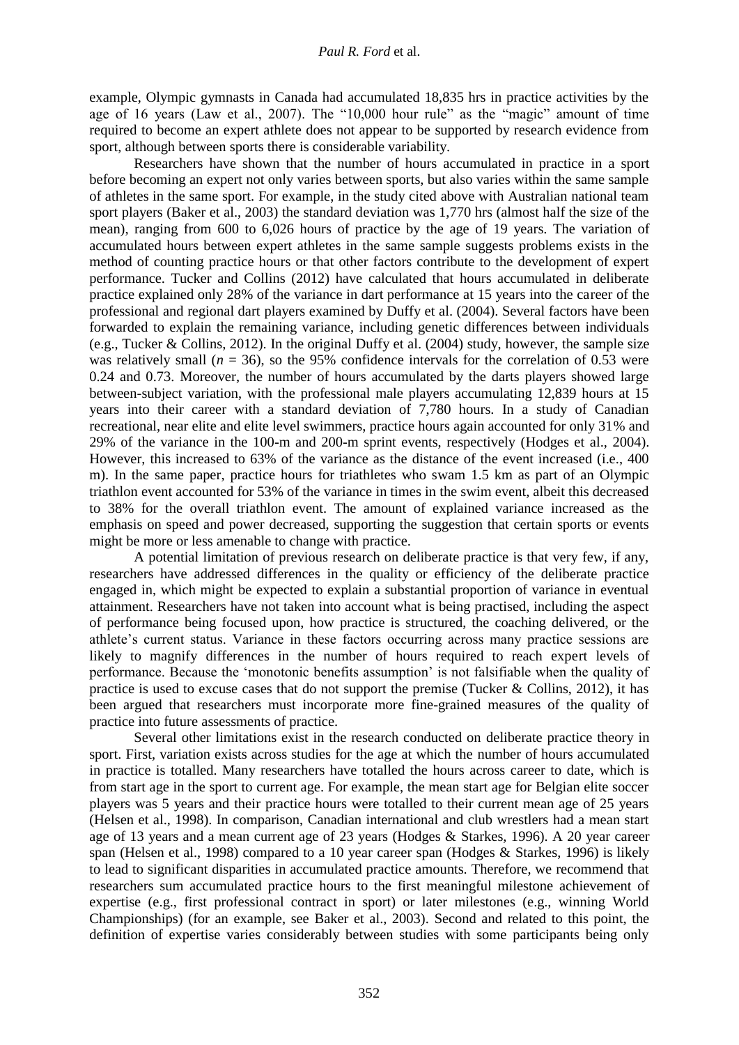example, Olympic gymnasts in Canada had accumulated 18,835 hrs in practice activities by the age of 16 years (Law et al., 2007). The "10,000 hour rule" as the "magic" amount of time required to become an expert athlete does not appear to be supported by research evidence from sport, although between sports there is considerable variability.

Researchers have shown that the number of hours accumulated in practice in a sport before becoming an expert not only varies between sports, but also varies within the same sample of athletes in the same sport. For example, in the study cited above with Australian national team sport players (Baker et al., 2003) the standard deviation was 1,770 hrs (almost half the size of the mean), ranging from 600 to 6,026 hours of practice by the age of 19 years. The variation of accumulated hours between expert athletes in the same sample suggests problems exists in the method of counting practice hours or that other factors contribute to the development of expert performance. Tucker and Collins (2012) have calculated that hours accumulated in deliberate practice explained only 28% of the variance in dart performance at 15 years into the career of the professional and regional dart players examined by Duffy et al. (2004). Several factors have been forwarded to explain the remaining variance, including genetic differences between individuals (e.g., Tucker & Collins, 2012). In the original Duffy et al. (2004) study, however, the sample size was relatively small ($n$ = 36), so the 95% confidence intervals for the correlation of 0.53 were 0.24 and 0.73. Moreover, the number of hours accumulated by the darts players showed large between-subject variation, with the professional male players accumulating 12,839 hours at 15 years into their career with a standard deviation of 7,780 hours. In a study of Canadian recreational, near elite and elite level swimmers, practice hours again accounted for only 31% and 29% of the variance in the 100-m and 200-m sprint events, respectively (Hodges et al., 2004). However, this increased to 63% of the variance as the distance of the event increased (i.e., 400 m). In the same paper, practice hours for triathletes who swam 1.5 km as part of an Olympic triathlon event accounted for 53% of the variance in times in the swim event, albeit this decreased to 38% for the overall triathlon event. The amount of explained variance increased as the emphasis on speed and power decreased, supporting the suggestion that certain sports or events might be more or less amenable to change with practice.

A potential limitation of previous research on deliberate practice is that very few, if any, researchers have addressed differences in the quality or efficiency of the deliberate practice engaged in, which might be expected to explain a substantial proportion of variance in eventual attainment. Researchers have not taken into account what is being practised, including the aspect of performance being focused upon, how practice is structured, the coaching delivered, or the athlete's current status. Variance in these factors occurring across many practice sessions are likely to magnify differences in the number of hours required to reach expert levels of performance. Because the 'monotonic benefits assumption' is not falsifiable when the quality of practice is used to excuse cases that do not support the premise (Tucker & Collins, 2012), it has been argued that researchers must incorporate more fine-grained measures of the quality of practice into future assessments of practice.

Several other limitations exist in the research conducted on deliberate practice theory in sport. First, variation exists across studies for the age at which the number of hours accumulated in practice is totalled. Many researchers have totalled the hours across career to date, which is from start age in the sport to current age. For example, the mean start age for Belgian elite soccer players was 5 years and their practice hours were totalled to their current mean age of 25 years (Helsen et al., 1998). In comparison, Canadian international and club wrestlers had a mean start age of 13 years and a mean current age of 23 years (Hodges & Starkes, 1996). A 20 year career span (Helsen et al., 1998) compared to a 10 year career span (Hodges & Starkes, 1996) is likely to lead to significant disparities in accumulated practice amounts. Therefore, we recommend that researchers sum accumulated practice hours to the first meaningful milestone achievement of expertise (e.g., first professional contract in sport) or later milestones (e.g., winning World Championships) (for an example, see Baker et al., 2003). Second and related to this point, the definition of expertise varies considerably between studies with some participants being only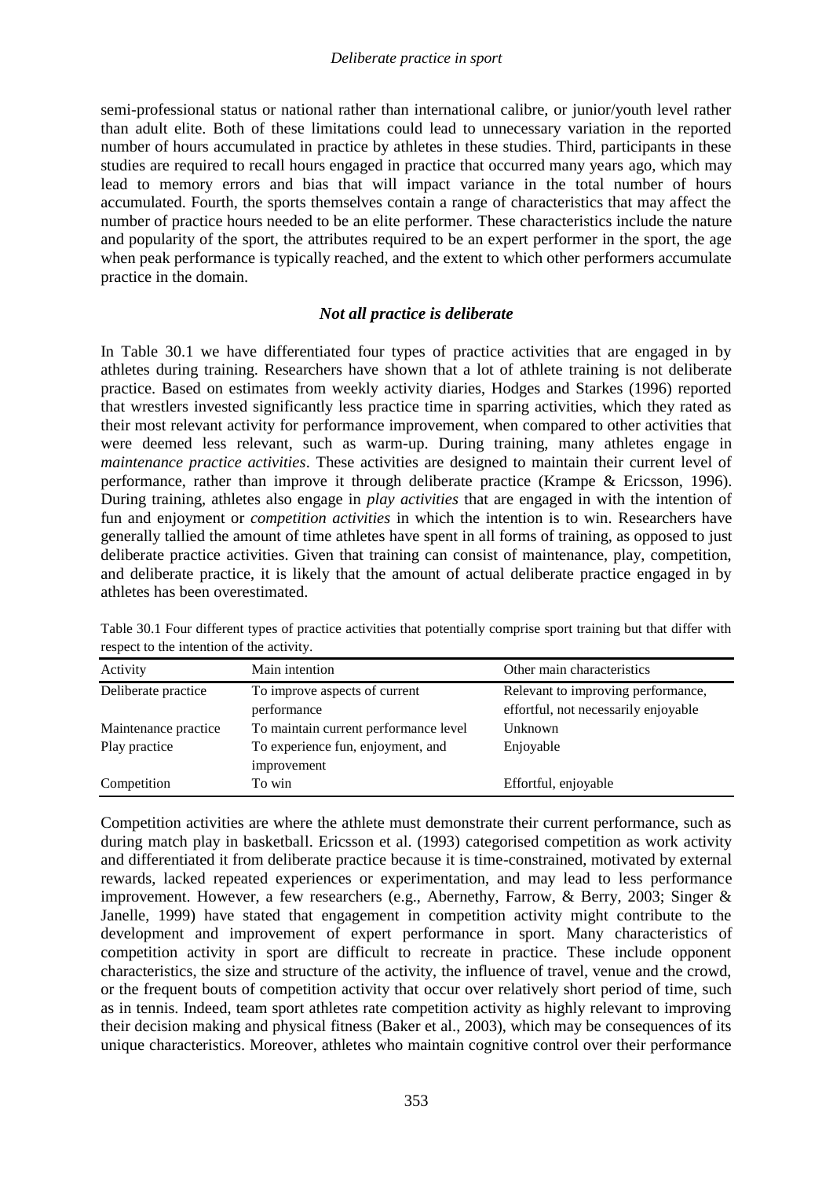semi-professional status or national rather than international calibre, or junior/youth level rather than adult elite. Both of these limitations could lead to unnecessary variation in the reported number of hours accumulated in practice by athletes in these studies. Third, participants in these studies are required to recall hours engaged in practice that occurred many years ago, which may lead to memory errors and bias that will impact variance in the total number of hours accumulated. Fourth, the sports themselves contain a range of characteristics that may affect the number of practice hours needed to be an elite performer. These characteristics include the nature and popularity of the sport, the attributes required to be an expert performer in the sport, the age when peak performance is typically reached, and the extent to which other performers accumulate practice in the domain.

### *Not all practice is deliberate*

In Table 30.1 we have differentiated four types of practice activities that are engaged in by athletes during training. Researchers have shown that a lot of athlete training is not deliberate practice. Based on estimates from weekly activity diaries, Hodges and Starkes (1996) reported that wrestlers invested significantly less practice time in sparring activities, which they rated as their most relevant activity for performance improvement, when compared to other activities that were deemed less relevant, such as warm-up. During training, many athletes engage in *maintenance practice activities*. These activities are designed to maintain their current level of performance, rather than improve it through deliberate practice (Krampe & Ericsson, 1996). During training, athletes also engage in *play activities* that are engaged in with the intention of fun and enjoyment or *competition activities* in which the intention is to win. Researchers have generally tallied the amount of time athletes have spent in all forms of training, as opposed to just deliberate practice activities. Given that training can consist of maintenance, play, competition, and deliberate practice, it is likely that the amount of actual deliberate practice engaged in by athletes has been overestimated.

Table 30.1 Four different types of practice activities that potentially comprise sport training but that differ with respect to the intention of the activity.

| Activity | Main intention | Other main characteristics |
|---|---|---|
| Deliberate practice | To improve aspects of current performance | Relevant to improving performance, effortful, not necessarily enjoyable |
| Maintenance practice | To maintain current performance level | Unknown |
| Play practice | To experience fun, enjoyment, and improvement | Enjoyable |
| Competition | To win | Effortful, enjoyable |

Competition activities are where the athlete must demonstrate their current performance, such as during match play in basketball. Ericsson et al. (1993) categorised competition as work activity and differentiated it from deliberate practice because it is time-constrained, motivated by external rewards, lacked repeated experiences or experimentation, and may lead to less performance improvement. However, a few researchers (e.g., Abernethy, Farrow, & Berry, 2003; Singer & Janelle, 1999) have stated that engagement in competition activity might contribute to the development and improvement of expert performance in sport. Many characteristics of competition activity in sport are difficult to recreate in practice. These include opponent characteristics, the size and structure of the activity, the influence of travel, venue and the crowd, or the frequent bouts of competition activity that occur over relatively short period of time, such as in tennis. Indeed, team sport athletes rate competition activity as highly relevant to improving their decision making and physical fitness (Baker et al., 2003), which may be consequences of its unique characteristics. Moreover, athletes who maintain cognitive control over their performance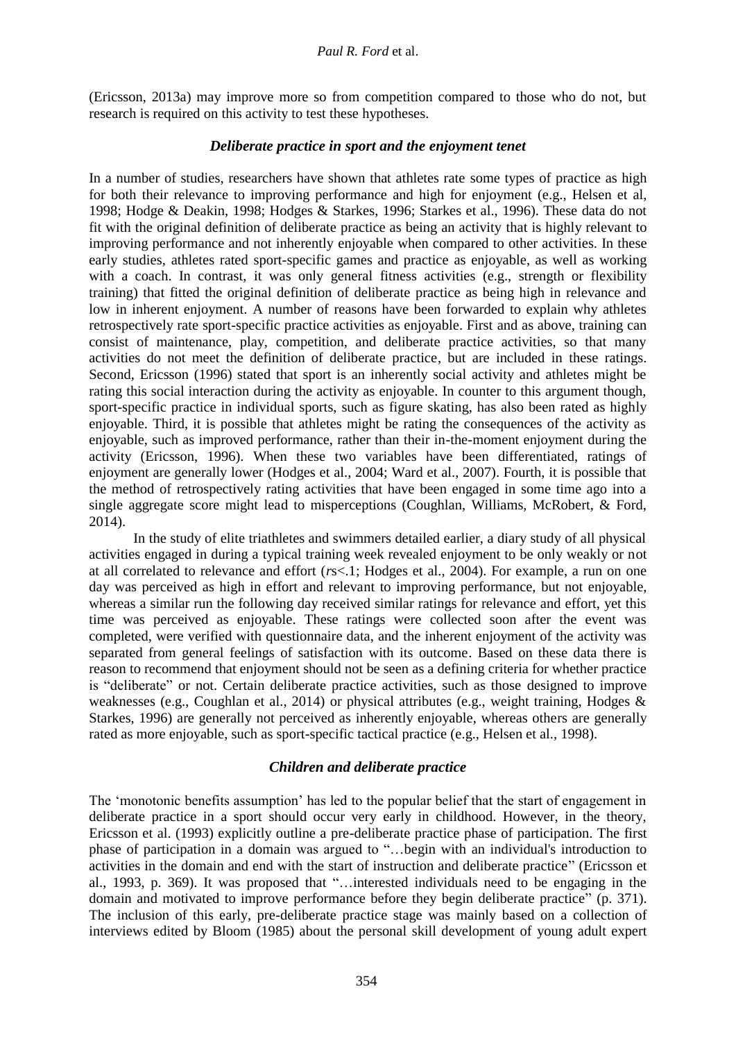(Ericsson, 2013a) may improve more so from competition compared to those who do not, but research is required on this activity to test these hypotheses.

### *Deliberate practice in sport and the enjoyment tenet*

In a number of studies, researchers have shown that athletes rate some types of practice as high for both their relevance to improving performance and high for enjoyment (e.g., Helsen et al, 1998; Hodge & Deakin, 1998; Hodges & Starkes, 1996; Starkes et al., 1996). These data do not fit with the original definition of deliberate practice as being an activity that is highly relevant to improving performance and not inherently enjoyable when compared to other activities. In these early studies, athletes rated sport-specific games and practice as enjoyable, as well as working with a coach. In contrast, it was only general fitness activities (e.g., strength or flexibility training) that fitted the original definition of deliberate practice as being high in relevance and low in inherent enjoyment. A number of reasons have been forwarded to explain why athletes retrospectively rate sport-specific practice activities as enjoyable. First and as above, training can consist of maintenance, play, competition, and deliberate practice activities, so that many activities do not meet the definition of deliberate practice, but are included in these ratings. Second, Ericsson (1996) stated that sport is an inherently social activity and athletes might be rating this social interaction during the activity as enjoyable. In counter to this argument though, sport-specific practice in individual sports, such as figure skating, has also been rated as highly enjoyable. Third, it is possible that athletes might be rating the consequences of the activity as enjoyable, such as improved performance, rather than their in-the-moment enjoyment during the activity (Ericsson, 1996). When these two variables have been differentiated, ratings of enjoyment are generally lower (Hodges et al., 2004; Ward et al., 2007). Fourth, it is possible that the method of retrospectively rating activities that have been engaged in some time ago into a single aggregate score might lead to misperceptions (Coughlan, Williams, McRobert, & Ford, 2014).

In the study of elite triathletes and swimmers detailed earlier, a diary study of all physical activities engaged in during a typical training week revealed enjoyment to be only weakly or not at all correlated to relevance and effort ($r$s<.1; Hodges et al., 2004). For example, a run on one day was perceived as high in effort and relevant to improving performance, but not enjoyable, whereas a similar run the following day received similar ratings for relevance and effort, yet this time was perceived as enjoyable. These ratings were collected soon after the event was completed, were verified with questionnaire data, and the inherent enjoyment of the activity was separated from general feelings of satisfaction with its outcome. Based on these data there is reason to recommend that enjoyment should not be seen as a defining criteria for whether practice is "deliberate" or not. Certain deliberate practice activities, such as those designed to improve weaknesses (e.g., Coughlan et al., 2014) or physical attributes (e.g., weight training, Hodges & Starkes, 1996) are generally not perceived as inherently enjoyable, whereas others are generally rated as more enjoyable, such as sport-specific tactical practice (e.g., Helsen et al., 1998).

### *Children and deliberate practice*

The 'monotonic benefits assumption' has led to the popular belief that the start of engagement in deliberate practice in a sport should occur very early in childhood. However, in the theory, Ericsson et al. (1993) explicitly outline a pre-deliberate practice phase of participation. The first phase of participation in a domain was argued to "…begin with an individual's introduction to activities in the domain and end with the start of instruction and deliberate practice" (Ericsson et al., 1993, p. 369). It was proposed that "…interested individuals need to be engaging in the domain and motivated to improve performance before they begin deliberate practice" (p. 371). The inclusion of this early, pre-deliberate practice stage was mainly based on a collection of interviews edited by Bloom (1985) about the personal skill development of young adult expert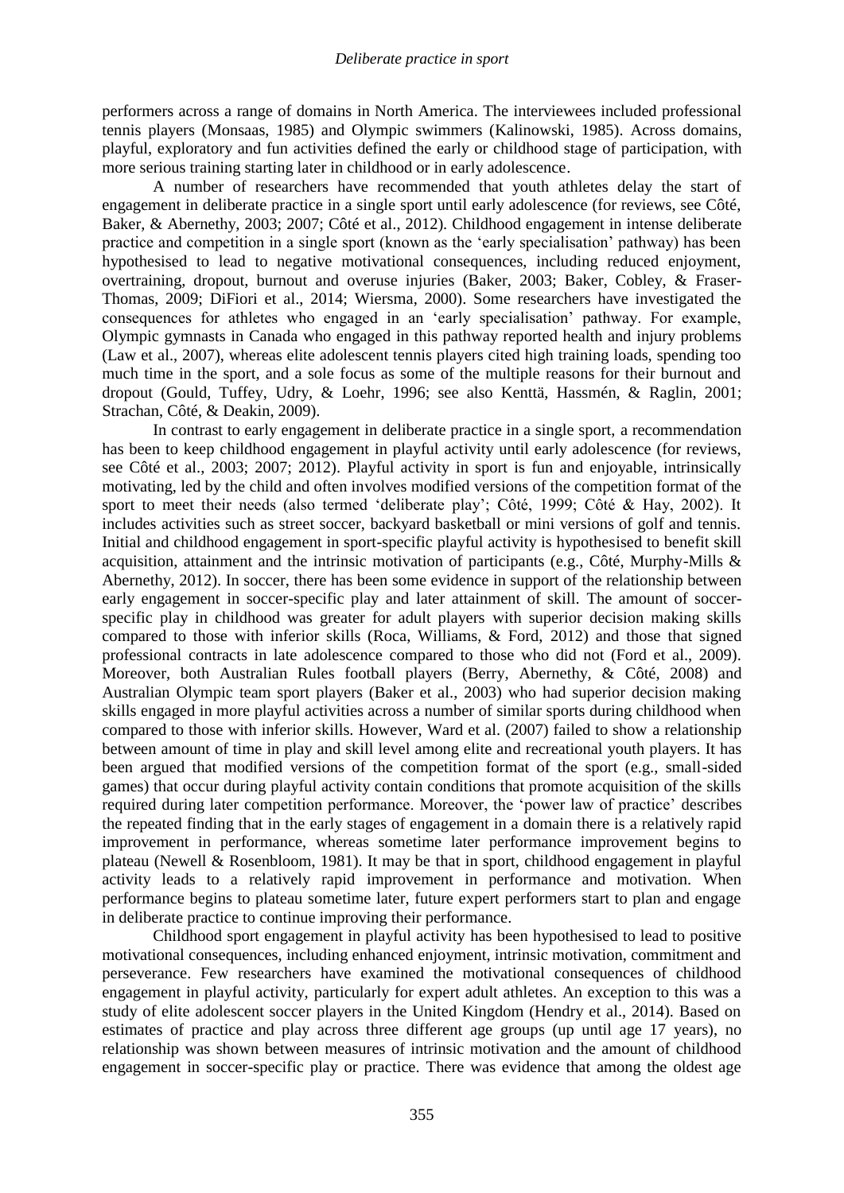performers across a range of domains in North America. The interviewees included professional tennis players (Monsaas, 1985) and Olympic swimmers (Kalinowski, 1985). Across domains, playful, exploratory and fun activities defined the early or childhood stage of participation, with more serious training starting later in childhood or in early adolescence.

A number of researchers have recommended that youth athletes delay the start of engagement in deliberate practice in a single sport until early adolescence (for reviews, see Côté, Baker, & Abernethy, 2003; 2007; Côté et al., 2012). Childhood engagement in intense deliberate practice and competition in a single sport (known as the 'early specialisation' pathway) has been hypothesised to lead to negative motivational consequences, including reduced enjoyment, overtraining, dropout, burnout and overuse injuries (Baker, 2003; Baker, Cobley, & Fraser-Thomas, 2009; DiFiori et al., 2014; Wiersma, 2000). Some researchers have investigated the consequences for athletes who engaged in an 'early specialisation' pathway. For example, Olympic gymnasts in Canada who engaged in this pathway reported health and injury problems (Law et al., 2007), whereas elite adolescent tennis players cited high training loads, spending too much time in the sport, and a sole focus as some of the multiple reasons for their burnout and dropout (Gould, Tuffey, Udry, & Loehr, 1996; see also Kenttä, Hassmén, & Raglin, 2001; Strachan, Côté, & Deakin, 2009).

In contrast to early engagement in deliberate practice in a single sport, a recommendation has been to keep childhood engagement in playful activity until early adolescence (for reviews, see Côté et al., 2003; 2007; 2012). Playful activity in sport is fun and enjoyable, intrinsically motivating, led by the child and often involves modified versions of the competition format of the sport to meet their needs (also termed 'deliberate play'; Côté, 1999; Côté & Hay, 2002). It includes activities such as street soccer, backyard basketball or mini versions of golf and tennis. Initial and childhood engagement in sport-specific playful activity is hypothesised to benefit skill acquisition, attainment and the intrinsic motivation of participants (e.g., Côté, Murphy-Mills & Abernethy, 2012). In soccer, there has been some evidence in support of the relationship between early engagement in soccer-specific play and later attainment of skill. The amount of soccer-specific play in childhood was greater for adult players with superior decision making skills compared to those with inferior skills (Roca, Williams, & Ford, 2012) and those that signed professional contracts in late adolescence compared to those who did not (Ford et al., 2009). Moreover, both Australian Rules football players (Berry, Abernethy, & Côté, 2008) and Australian Olympic team sport players (Baker et al., 2003) who had superior decision making skills engaged in more playful activities across a number of similar sports during childhood when compared to those with inferior skills. However, Ward et al. (2007) failed to show a relationship between amount of time in play and skill level among elite and recreational youth players. It has been argued that modified versions of the competition format of the sport (e.g., small-sided games) that occur during playful activity contain conditions that promote acquisition of the skills required during later competition performance. Moreover, the 'power law of practice' describes the repeated finding that in the early stages of engagement in a domain there is a relatively rapid improvement in performance, whereas sometime later performance improvement begins to plateau (Newell & Rosenbloom, 1981). It may be that in sport, childhood engagement in playful activity leads to a relatively rapid improvement in performance and motivation. When performance begins to plateau sometime later, future expert performers start to plan and engage in deliberate practice to continue improving their performance.

Childhood sport engagement in playful activity has been hypothesised to lead to positive motivational consequences, including enhanced enjoyment, intrinsic motivation, commitment and perseverance. Few researchers have examined the motivational consequences of childhood engagement in playful activity, particularly for expert adult athletes. An exception to this was a study of elite adolescent soccer players in the United Kingdom (Hendry et al., 2014). Based on estimates of practice and play across three different age groups (up until age 17 years), no relationship was shown between measures of intrinsic motivation and the amount of childhood engagement in soccer-specific play or practice. There was evidence that among the oldest age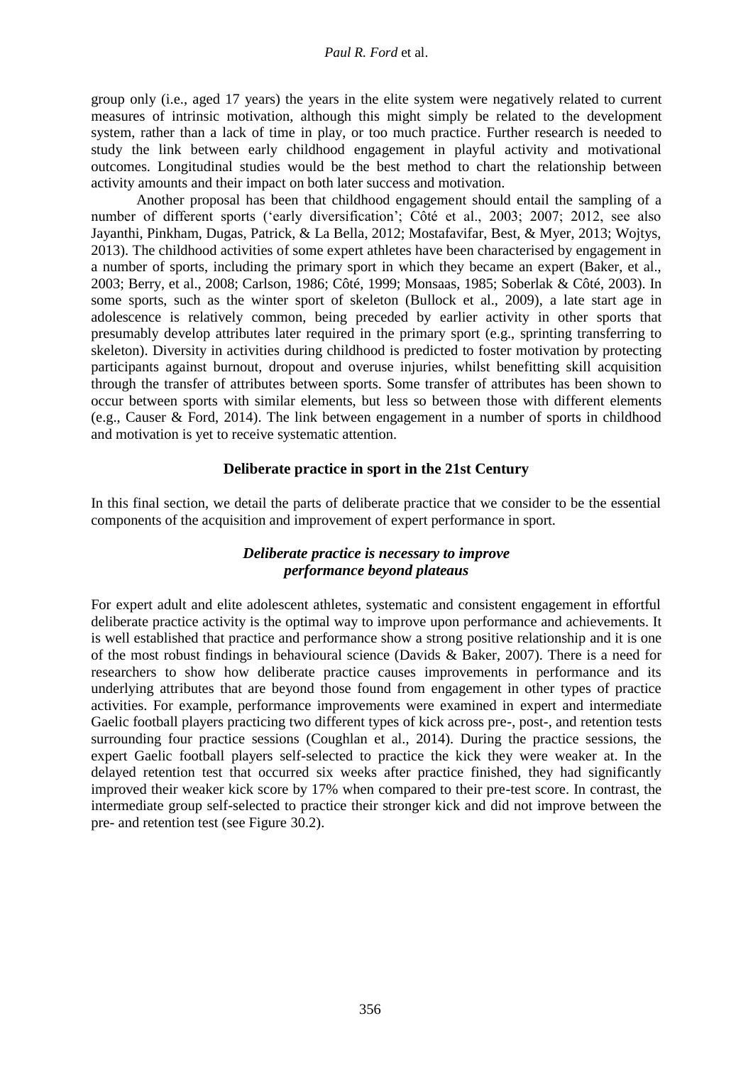group only (i.e., aged 17 years) the years in the elite system were negatively related to current measures of intrinsic motivation, although this might simply be related to the development system, rather than a lack of time in play, or too much practice. Further research is needed to study the link between early childhood engagement in playful activity and motivational outcomes. Longitudinal studies would be the best method to chart the relationship between activity amounts and their impact on both later success and motivation.

Another proposal has been that childhood engagement should entail the sampling of a number of different sports ('early diversification'; Côté et al., 2003; 2007; 2012, see also Jayanthi, Pinkham, Dugas, Patrick, & La Bella, 2012; Mostafavifar, Best, & Myer, 2013; Wojtys, 2013). The childhood activities of some expert athletes have been characterised by engagement in a number of sports, including the primary sport in which they became an expert (Baker, et al., 2003; Berry, et al., 2008; Carlson, 1986; Côté, 1999; Monsaas, 1985; Soberlak & Côté, 2003). In some sports, such as the winter sport of skeleton (Bullock et al., 2009), a late start age in adolescence is relatively common, being preceded by earlier activity in other sports that presumably develop attributes later required in the primary sport (e.g., sprinting transferring to skeleton). Diversity in activities during childhood is predicted to foster motivation by protecting participants against burnout, dropout and overuse injuries, whilst benefitting skill acquisition through the transfer of attributes between sports. Some transfer of attributes has been shown to occur between sports with similar elements, but less so between those with different elements (e.g., Causer & Ford, 2014). The link between engagement in a number of sports in childhood and motivation is yet to receive systematic attention.

## Deliberate practice in sport in the 21st Century

In this final section, we detail the parts of deliberate practice that we consider to be the essential components of the acquisition and improvement of expert performance in sport.

### *Deliberate practice is necessary to improve performance beyond plateaus*

For expert adult and elite adolescent athletes, systematic and consistent engagement in effortful deliberate practice activity is the optimal way to improve upon performance and achievements. It is well established that practice and performance show a strong positive relationship and it is one of the most robust findings in behavioural science (Davids & Baker, 2007). There is a need for researchers to show how deliberate practice causes improvements in performance and its underlying attributes that are beyond those found from engagement in other types of practice activities. For example, performance improvements were examined in expert and intermediate Gaelic football players practicing two different types of kick across pre-, post-, and retention tests surrounding four practice sessions (Coughlan et al., 2014). During the practice sessions, the expert Gaelic football players self-selected to practice the kick they were weaker at. In the delayed retention test that occurred six weeks after practice finished, they had significantly improved their weaker kick score by 17% when compared to their pre-test score. In contrast, the intermediate group self-selected to practice their stronger kick and did not improve between the pre- and retention test (see Figure 30.2).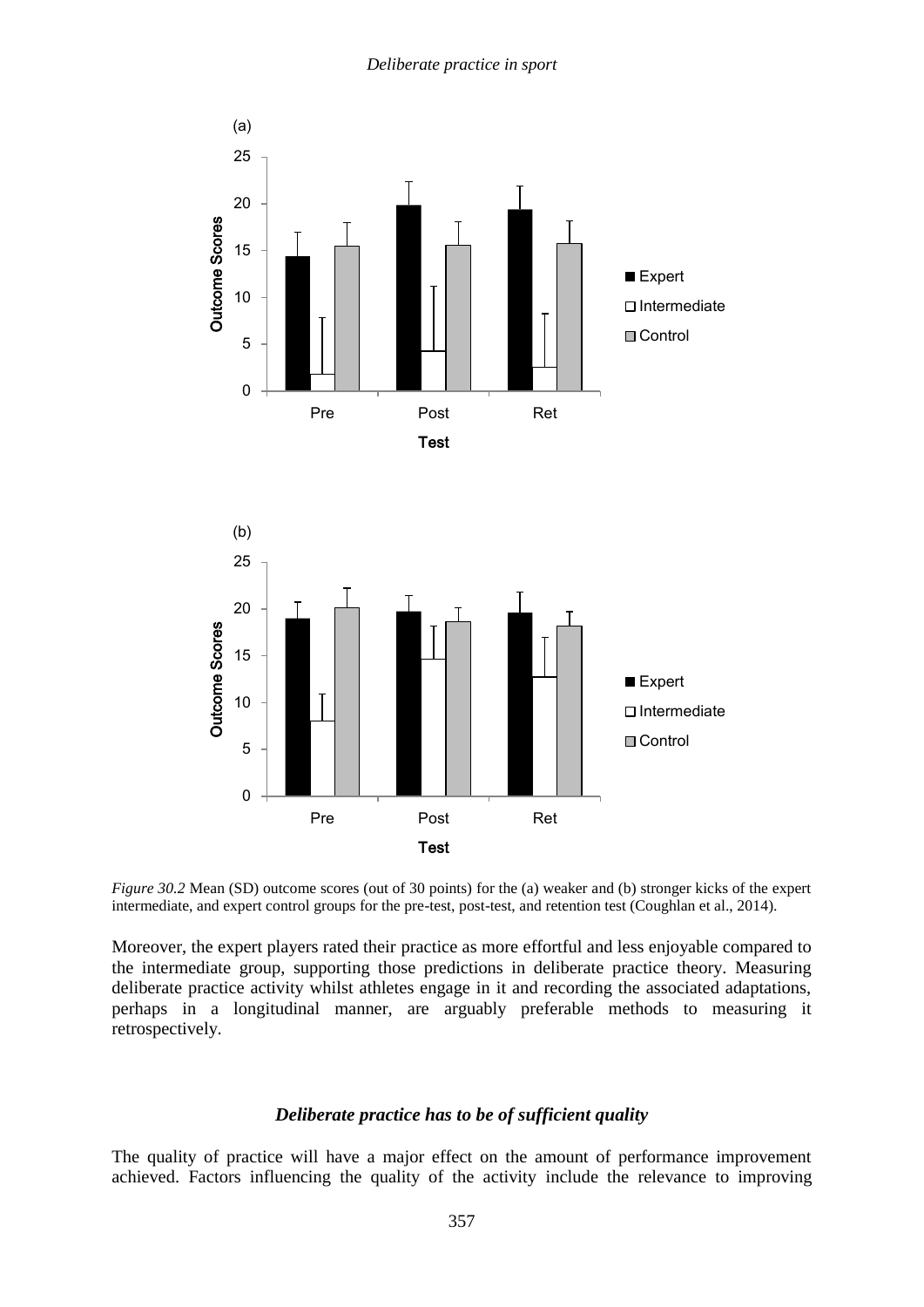*Figure 30.2* Mean (SD) outcome scores (out of 30 points) for the (a) weaker and (b) stronger kicks of the expert intermediate, and expert control groups for the pre-test, post-test, and retention test (Coughlan et al., 2014).

Moreover, the expert players rated their practice as more effortful and less enjoyable compared to the intermediate group, supporting those predictions in deliberate practice theory. Measuring deliberate practice activity whilst athletes engage in it and recording the associated adaptations, perhaps in a longitudinal manner, are arguably preferable methods to measuring it retrospectively.

### *Deliberate practice has to be of sufficient quality*

The quality of practice will have a major effect on the amount of performance improvement achieved. Factors influencing the quality of the activity include the relevance to improving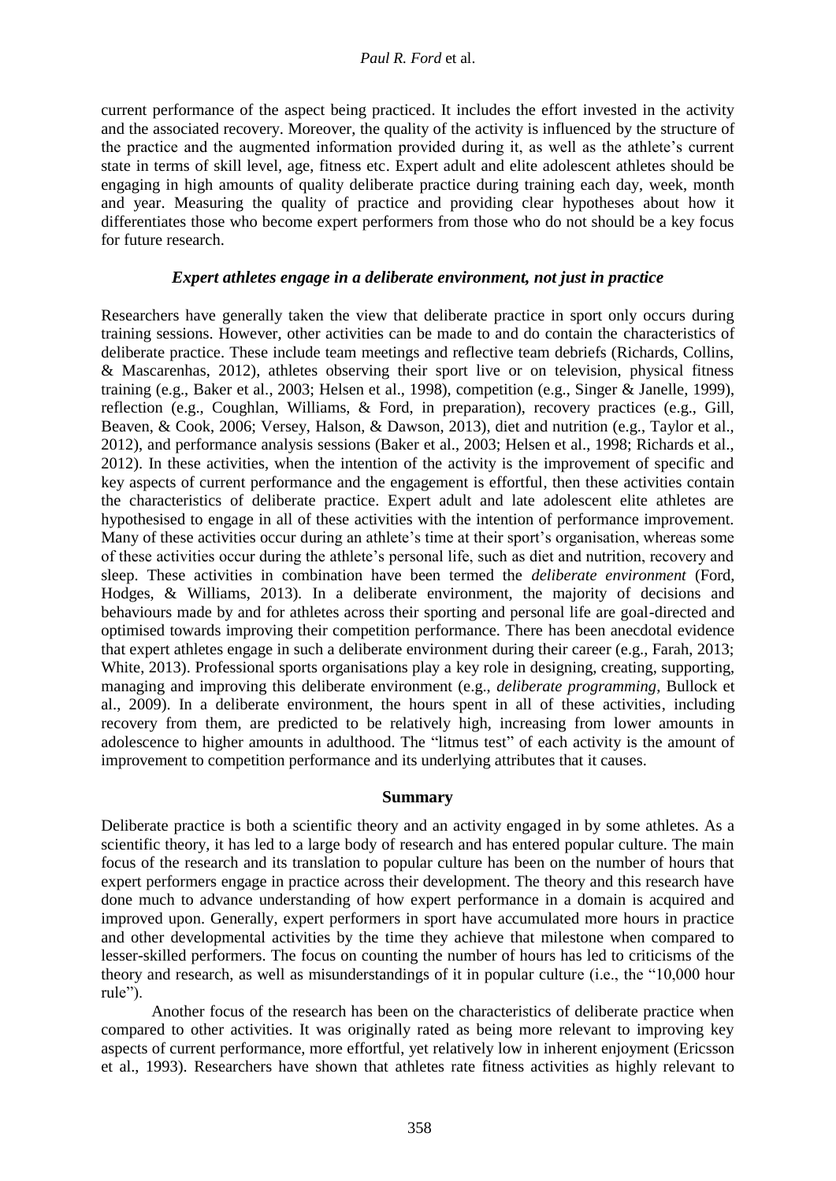current performance of the aspect being practiced. It includes the effort invested in the activity and the associated recovery. Moreover, the quality of the activity is influenced by the structure of the practice and the augmented information provided during it, as well as the athlete's current state in terms of skill level, age, fitness etc. Expert adult and elite adolescent athletes should be engaging in high amounts of quality deliberate practice during training each day, week, month and year. Measuring the quality of practice and providing clear hypotheses about how it differentiates those who become expert performers from those who do not should be a key focus for future research.

### *Expert athletes engage in a deliberate environment, not just in practice*

Researchers have generally taken the view that deliberate practice in sport only occurs during training sessions. However, other activities can be made to and do contain the characteristics of deliberate practice. These include team meetings and reflective team debriefs (Richards, Collins, & Mascarenhas, 2012), athletes observing their sport live or on television, physical fitness training (e.g., Baker et al., 2003; Helsen et al., 1998), competition (e.g., Singer & Janelle, 1999), reflection (e.g., Coughlan, Williams, & Ford, in preparation), recovery practices (e.g., Gill, Beaven, & Cook, 2006; Versey, Halson, & Dawson, 2013), diet and nutrition (e.g., Taylor et al., 2012), and performance analysis sessions (Baker et al., 2003; Helsen et al., 1998; Richards et al., 2012). In these activities, when the intention of the activity is the improvement of specific and key aspects of current performance and the engagement is effortful, then these activities contain the characteristics of deliberate practice. Expert adult and late adolescent elite athletes are hypothesised to engage in all of these activities with the intention of performance improvement. Many of these activities occur during an athlete's time at their sport's organisation, whereas some of these activities occur during the athlete's personal life, such as diet and nutrition, recovery and sleep. These activities in combination have been termed the *deliberate environment* (Ford, Hodges, & Williams, 2013). In a deliberate environment, the majority of decisions and behaviours made by and for athletes across their sporting and personal life are goal-directed and optimised towards improving their competition performance. There has been anecdotal evidence that expert athletes engage in such a deliberate environment during their career (e.g., Farah, 2013; White, 2013). Professional sports organisations play a key role in designing, creating, supporting, managing and improving this deliberate environment (e.g., *deliberate programming*, Bullock et al., 2009). In a deliberate environment, the hours spent in all of these activities, including recovery from them, are predicted to be relatively high, increasing from lower amounts in adolescence to higher amounts in adulthood. The "litmus test" of each activity is the amount of improvement to competition performance and its underlying attributes that it causes.

## Summary

Deliberate practice is both a scientific theory and an activity engaged in by some athletes. As a scientific theory, it has led to a large body of research and has entered popular culture. The main focus of the research and its translation to popular culture has been on the number of hours that expert performers engage in practice across their development. The theory and this research have done much to advance understanding of how expert performance in a domain is acquired and improved upon. Generally, expert performers in sport have accumulated more hours in practice and other developmental activities by the time they achieve that milestone when compared to lesser-skilled performers. The focus on counting the number of hours has led to criticisms of the theory and research, as well as misunderstandings of it in popular culture (i.e., the "10,000 hour rule").

Another focus of the research has been on the characteristics of deliberate practice when compared to other activities. It was originally rated as being more relevant to improving key aspects of current performance, more effortful, yet relatively low in inherent enjoyment (Ericsson et al., 1993). Researchers have shown that athletes rate fitness activities as highly relevant to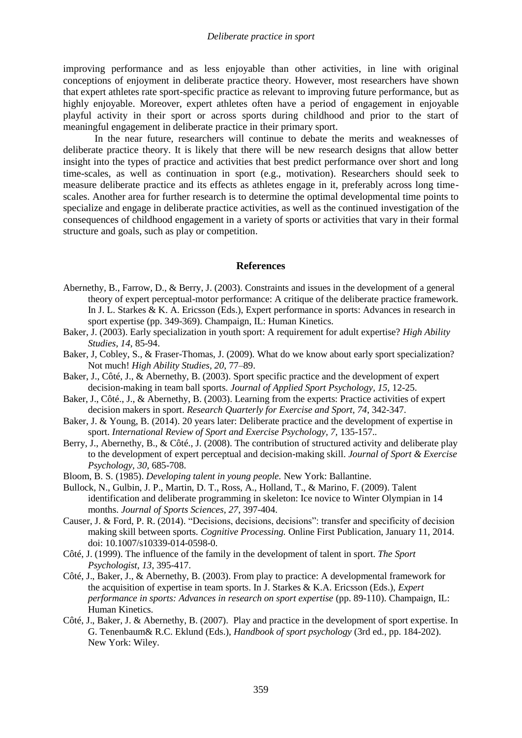improving performance and as less enjoyable than other activities, in line with original conceptions of enjoyment in deliberate practice theory. However, most researchers have shown that expert athletes rate sport-specific practice as relevant to improving future performance, but as highly enjoyable. Moreover, expert athletes often have a period of engagement in enjoyable playful activity in their sport or across sports during childhood and prior to the start of meaningful engagement in deliberate practice in their primary sport.

In the near future, researchers will continue to debate the merits and weaknesses of deliberate practice theory. It is likely that there will be new research designs that allow better insight into the types of practice and activities that best predict performance over short and long time-scales, as well as continuation in sport (e.g., motivation). Researchers should seek to measure deliberate practice and its effects as athletes engage in it, preferably across long time-scales. Another area for further research is to determine the optimal developmental time points to specialize and engage in deliberate practice activities, as well as the continued investigation of the consequences of childhood engagement in a variety of sports or activities that vary in their formal structure and goals, such as play or competition.

## References

Abernethy, B., Farrow, D., & Berry, J. (2003). Constraints and issues in the development of a general theory of expert perceptual-motor performance: A critique of the deliberate practice framework. In J. L. Starkes & K. A. Ericsson (Eds.), Expert performance in sports: Advances in research in sport expertise (pp. 349-369). Champaign, IL: Human Kinetics.

Baker, J. (2003). Early specialization in youth sport: A requirement for adult expertise? *High Ability Studies, 14*, 85-94.

Baker, J, Cobley, S., & Fraser-Thomas, J. (2009). What do we know about early sport specialization? Not much! *High Ability Studies, 20*, 77–89.

Baker, J., Côté, J., & Abernethy, B. (2003). Sport specific practice and the development of expert decision-making in team ball sports. *Journal of Applied Sport Psychology, 15*, 12-25.

Baker, J., Côté., J., & Abernethy, B. (2003). Learning from the experts: Practice activities of expert decision makers in sport. *Research Quarterly for Exercise and Sport, 74*, 342-347.

Baker, J. & Young, B. (2014). 20 years later: Deliberate practice and the development of expertise in sport. *International Review of Sport and Exercise Psychology, 7*, 135-157..

Berry, J., Abernethy, B., & Côté., J. (2008). The contribution of structured activity and deliberate play to the development of expert perceptual and decision-making skill. *Journal of Sport & Exercise Psychology, 30*, 685-708.

Bloom, B. S. (1985). *Developing talent in young people.* New York: Ballantine.

Bullock, N., Gulbin, J. P., Martin, D. T., Ross, A., Holland, T., & Marino, F. (2009). Talent identification and deliberate programming in skeleton: Ice novice to Winter Olympian in 14 months. *Journal of Sports Sciences, 27*, 397-404.

Causer, J. & Ford, P. R. (2014). "Decisions, decisions, decisions": transfer and specificity of decision making skill between sports. *Cognitive Processing.* Online First Publication, January 11, 2014. doi: 10.1007/s10339-014-0598-0.

Côté, J. (1999). The influence of the family in the development of talent in sport. *The Sport Psychologist, 13*, 395-417.

Côté, J., Baker, J., & Abernethy, B. (2003). From play to practice: A developmental framework for the acquisition of expertise in team sports. In J. Starkes & K.A. Ericsson (Eds.), *Expert performance in sports: Advances in research on sport expertise* (pp. 89-110). Champaign, IL: Human Kinetics.

Côté, J., Baker, J. & Abernethy, B. (2007). Play and practice in the development of sport expertise. In G. Tenenbaum& R.C. Eklund (Eds.), *Handbook of sport psychology* (3rd ed., pp. 184-202). New York: Wiley.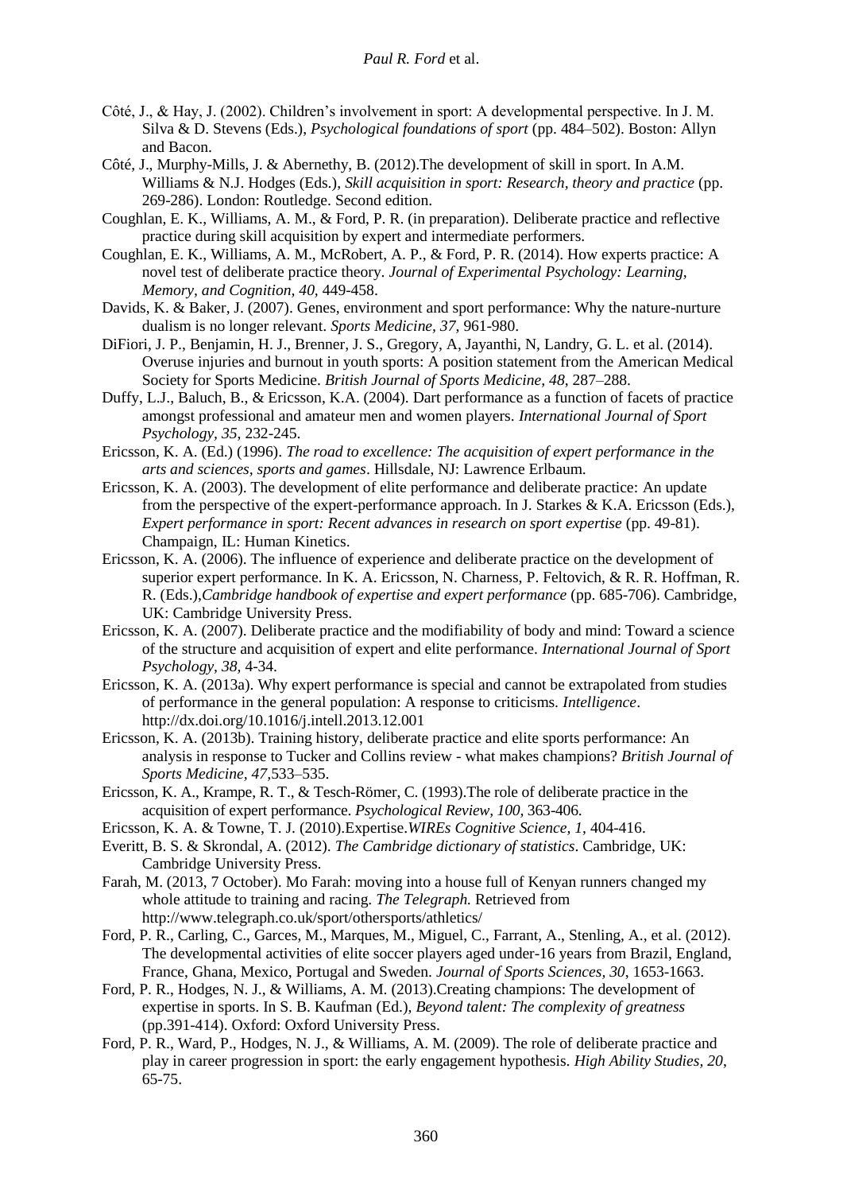Côté, J., & Hay, J. (2002). Children's involvement in sport: A developmental perspective. In J. M. Silva & D. Stevens (Eds.), *Psychological foundations of sport* (pp. 484–502). Boston: Allyn and Bacon.

Côté, J., Murphy-Mills, J. & Abernethy, B. (2012).The development of skill in sport. In A.M. Williams & N.J. Hodges (Eds.), *Skill acquisition in sport: Research, theory and practice* (pp. 269-286). London: Routledge. Second edition.

Coughlan, E. K., Williams, A. M., & Ford, P. R. (in preparation). Deliberate practice and reflective practice during skill acquisition by expert and intermediate performers.

Coughlan, E. K., Williams, A. M., McRobert, A. P., & Ford, P. R. (2014). How experts practice: A novel test of deliberate practice theory. *Journal of Experimental Psychology: Learning, Memory, and Cognition, 40*, 449-458.

Davids, K. & Baker, J. (2007). Genes, environment and sport performance: Why the nature-nurture dualism is no longer relevant. *Sports Medicine, 37*, 961-980.

DiFiori, J. P., Benjamin, H. J., Brenner, J. S., Gregory, A, Jayanthi, N, Landry, G. L. et al. (2014). Overuse injuries and burnout in youth sports: A position statement from the American Medical Society for Sports Medicine. *British Journal of Sports Medicine, 48*, 287–288.

Duffy, L.J., Baluch, B., & Ericsson, K.A. (2004). Dart performance as a function of facets of practice amongst professional and amateur men and women players. *International Journal of Sport Psychology, 35*, 232-245.

Ericsson, K. A. (Ed.) (1996). *The road to excellence: The acquisition of expert performance in the arts and sciences, sports and games*. Hillsdale, NJ: Lawrence Erlbaum.

Ericsson, K. A. (2003). The development of elite performance and deliberate practice: An update from the perspective of the expert-performance approach. In J. Starkes & K.A. Ericsson (Eds.), *Expert performance in sport: Recent advances in research on sport expertise* (pp. 49-81). Champaign, IL: Human Kinetics.

Ericsson, K. A. (2006). The influence of experience and deliberate practice on the development of superior expert performance. In K. A. Ericsson, N. Charness, P. Feltovich, & R. R. Hoffman, R. R. (Eds.),*Cambridge handbook of expertise and expert performance* (pp. 685-706). Cambridge, UK: Cambridge University Press.

Ericsson, K. A. (2007). Deliberate practice and the modifiability of body and mind: Toward a science of the structure and acquisition of expert and elite performance. *International Journal of Sport Psychology, 38,* 4-34.

Ericsson, K. A. (2013a). Why expert performance is special and cannot be extrapolated from studies of performance in the general population: A response to criticisms. *Intelligence*. http://dx.doi.org/10.1016/j.intell.2013.12.001

Ericsson, K. A. (2013b). Training history, deliberate practice and elite sports performance: An analysis in response to Tucker and Collins review - what makes champions? *British Journal of Sports Medicine, 47*,533–535.

Ericsson, K. A., Krampe, R. T., & Tesch-Römer, C. (1993).The role of deliberate practice in the acquisition of expert performance. *Psychological Review, 100*, 363-406.

Ericsson, K. A. & Towne, T. J. (2010).Expertise.*WIREs Cognitive Science, 1*, 404-416.

Everitt, B. S. & Skrondal, A. (2012). *The Cambridge dictionary of statistics*. Cambridge, UK: Cambridge University Press.

Farah, M. (2013, 7 October). Mo Farah: moving into a house full of Kenyan runners changed my whole attitude to training and racing. *The Telegraph.* Retrieved from http://www.telegraph.co.uk/sport/othersports/athletics/

Ford, P. R., Carling, C., Garces, M., Marques, M., Miguel, C., Farrant, A., Stenling, A., et al. (2012). The developmental activities of elite soccer players aged under-16 years from Brazil, England, France, Ghana, Mexico, Portugal and Sweden. *Journal of Sports Sciences, 30*, 1653-1663.

Ford, P. R., Hodges, N. J., & Williams, A. M. (2013).Creating champions: The development of expertise in sports. In S. B. Kaufman (Ed.), *Beyond talent: The complexity of greatness* (pp.391-414). Oxford: Oxford University Press.

Ford, P. R., Ward, P., Hodges, N. J., & Williams, A. M. (2009). The role of deliberate practice and play in career progression in sport: the early engagement hypothesis. *High Ability Studies, 20*, 65-75.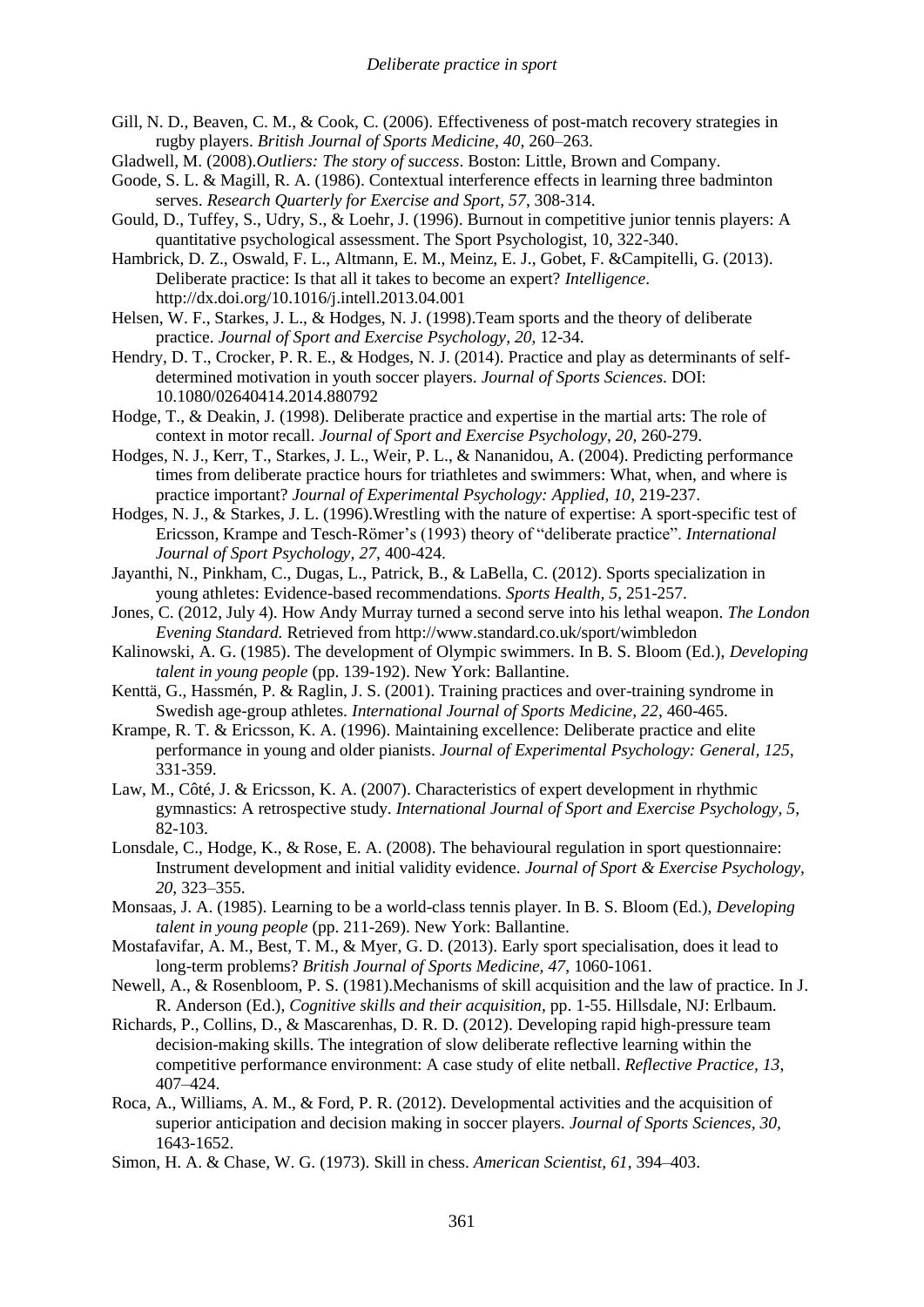Gill, N. D., Beaven, C. M., & Cook, C. (2006). Effectiveness of post-match recovery strategies in rugby players. *British Journal of Sports Medicine*, *40*, 260–263.

Gladwell, M. (2008).*Outliers: The story of success*. Boston: Little, Brown and Company.

Goode, S. L. & Magill, R. A. (1986). Contextual interference effects in learning three badminton serves. *Research Quarterly for Exercise and Sport*, *57*, 308-314.

Gould, D., Tuffey, S., Udry, S., & Loehr, J. (1996). Burnout in competitive junior tennis players: A quantitative psychological assessment. The Sport Psychologist, 10, 322-340.

Hambrick, D. Z., Oswald, F. L., Altmann, E. M., Meinz, E. J., Gobet, F. &Campitelli, G. (2013). Deliberate practice: Is that all it takes to become an expert? *Intelligence*. http://dx.doi.org/10.1016/j.intell.2013.04.001

Helsen, W. F., Starkes, J. L., & Hodges, N. J. (1998).Team sports and the theory of deliberate practice. *Journal of Sport and Exercise Psychology*, *20*, 12-34.

Hendry, D. T., Crocker, P. R. E., & Hodges, N. J. (2014). Practice and play as determinants of self-determined motivation in youth soccer players. *Journal of Sports Sciences*. DOI: 10.1080/02640414.2014.880792

Hodge, T., & Deakin, J. (1998). Deliberate practice and expertise in the martial arts: The role of context in motor recall. *Journal of Sport and Exercise Psychology*, *20*, 260-279.

Hodges, N. J., Kerr, T., Starkes, J. L., Weir, P. L., & Nananidou, A. (2004). Predicting performance times from deliberate practice hours for triathletes and swimmers: What, when, and where is practice important? *Journal of Experimental Psychology: Applied*, *10*, 219-237.

Hodges, N. J., & Starkes, J. L. (1996).Wrestling with the nature of expertise: A sport-specific test of Ericsson, Krampe and Tesch-Römer's (1993) theory of "deliberate practice". *International Journal of Sport Psychology*, *27*, 400-424.

Jayanthi, N., Pinkham, C., Dugas, L., Patrick, B., & LaBella, C. (2012). Sports specialization in young athletes: Evidence-based recommendations. *Sports Health*, *5*, 251-257.

Jones, C. (2012, July 4). How Andy Murray turned a second serve into his lethal weapon. *The London Evening Standard.* Retrieved from http://www.standard.co.uk/sport/wimbledon

Kalinowski, A. G. (1985). The development of Olympic swimmers. In B. S. Bloom (Ed.), *Developing talent in young people* (pp. 139-192). New York: Ballantine.

Kenttä, G., Hassmén, P. & Raglin, J. S. (2001). Training practices and over-training syndrome in Swedish age-group athletes. *International Journal of Sports Medicine*, *22*, 460-465.

Krampe, R. T. & Ericsson, K. A. (1996). Maintaining excellence: Deliberate practice and elite performance in young and older pianists. *Journal of Experimental Psychology: General*, *125*, 331-359.

Law, M., Côté, J. & Ericsson, K. A. (2007). Characteristics of expert development in rhythmic gymnastics: A retrospective study. *International Journal of Sport and Exercise Psychology*, *5*, 82-103.

Lonsdale, C., Hodge, K., & Rose, E. A. (2008). The behavioural regulation in sport questionnaire: Instrument development and initial validity evidence. *Journal of Sport & Exercise Psychology*, *20*, 323–355.

Monsaas, J. A. (1985). Learning to be a world-class tennis player. In B. S. Bloom (Ed.), *Developing talent in young people* (pp. 211-269). New York: Ballantine.

Mostafavifar, A. M., Best, T. M., & Myer, G. D. (2013). Early sport specialisation, does it lead to long-term problems? *British Journal of Sports Medicine*, *47*, 1060-1061.

Newell, A., & Rosenbloom, P. S. (1981).Mechanisms of skill acquisition and the law of practice. In J. R. Anderson (Ed.), *Cognitive skills and their acquisition*, pp. 1-55. Hillsdale, NJ: Erlbaum.

Richards, P., Collins, D., & Mascarenhas, D. R. D. (2012). Developing rapid high-pressure team decision-making skills. The integration of slow deliberate reflective learning within the competitive performance environment: A case study of elite netball. *Reflective Practice*, *13*, 407–424.

Roca, A., Williams, A. M., & Ford, P. R. (2012). Developmental activities and the acquisition of superior anticipation and decision making in soccer players. *Journal of Sports Sciences*, *30*, 1643-1652.

Simon, H. A. & Chase, W. G. (1973). Skill in chess. *American Scientist*, *61*, 394–403.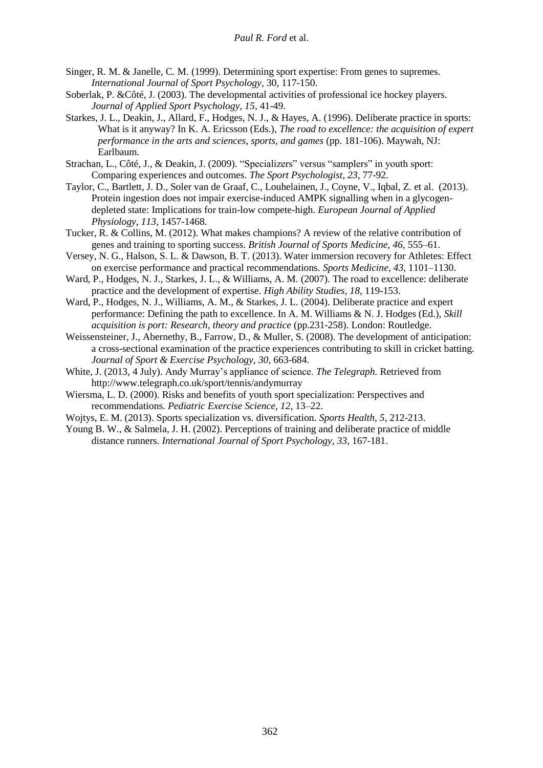Singer, R. M. & Janelle, C. M. (1999). Determining sport expertise: From genes to supremes. *International Journal of Sport Psychology*, 30, 117-150.

Soberlak, P. &Côté, J. (2003). The developmental activities of professional ice hockey players. *Journal of Applied Sport Psychology, 15*, 41-49.

Starkes, J. L., Deakin, J., Allard, F., Hodges, N. J., & Hayes, A. (1996). Deliberate practice in sports: What is it anyway? In K. A. Ericsson (Eds.), *The road to excellence: the acquisition of expert performance in the arts and sciences, sports, and games* (pp. 181-106). Maywah, NJ: Earlbaum.

Strachan, L., Côté, J., & Deakin, J. (2009). "Specializers" versus "samplers" in youth sport: Comparing experiences and outcomes. *The Sport Psychologist, 23*, 77-92.

Taylor, C., Bartlett, J. D., Soler van de Graaf, C., Louhelainen, J., Coyne, V., Iqbal, Z. et al. (2013). Protein ingestion does not impair exercise-induced AMPK signalling when in a glycogen-depleted state: Implications for train-low compete-high. *European Journal of Applied Physiology, 113*, 1457-1468.

Tucker, R. & Collins, M. (2012). What makes champions? A review of the relative contribution of genes and training to sporting success. *British Journal of Sports Medicine, 46*, 555–61.

Versey, N. G., Halson, S. L. & Dawson, B. T. (2013). Water immersion recovery for Athletes: Effect on exercise performance and practical recommendations. *Sports Medicine, 43*, 1101–1130.

Ward, P., Hodges, N. J., Starkes, J. L., & Williams, A. M. (2007). The road to excellence: deliberate practice and the development of expertise. *High Ability Studies, 18*, 119-153.

Ward, P., Hodges, N. J., Williams, A. M., & Starkes, J. L. (2004). Deliberate practice and expert performance: Defining the path to excellence. In A. M. Williams & N. J. Hodges (Ed.), *Skill acquisition is port: Research, theory and practice* (pp.231-258). London: Routledge.

Weissensteiner, J., Abernethy, B., Farrow, D., & Muller, S. (2008). The development of anticipation: a cross-sectional examination of the practice experiences contributing to skill in cricket batting. *Journal of Sport & Exercise Psychology, 30*, 663-684.

White, J. (2013, 4 July). Andy Murray's appliance of science. *The Telegraph.* Retrieved from http://www.telegraph.co.uk/sport/tennis/andymurray

Wiersma, L. D. (2000). Risks and benefits of youth sport specialization: Perspectives and recommendations. *Pediatric Exercise Science, 12*, 13–22.

Wojtys, E. M. (2013). Sports specialization vs. diversification. *Sports Health, 5*, 212-213.

Young B. W., & Salmela, J. H. (2002). Perceptions of training and deliberate practice of middle distance runners. *International Journal of Sport Psychology, 33*, 167-181.